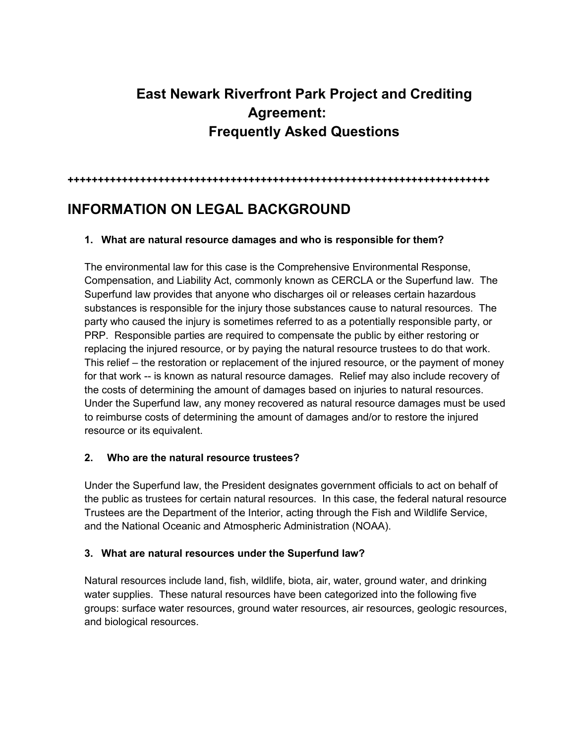# East Newark Riverfront Park Project and Crediting Agreement: Frequently Asked Questions

++++++++++++++++++++++++++++++++++++++++++++++++++++++++++++++++++++++++++++

## INFORMATION ON LEGAL BACKGROUND

### 1. What are natural resource damages and who is responsible for them?

The environmental law for this case is the Comprehensive Environmental Response, Compensation, and Liability Act, commonly known as CERCLA or the Superfund law. The Superfund law provides that anyone who discharges oil or releases certain hazardous substances is responsible for the injury those substances cause to natural resources. The party who caused the injury is sometimes referred to as a potentially responsible party, or PRP. Responsible parties are required to compensate the public by either restoring or replacing the injured resource, or by paying the natural resource trustees to do that work. This relief – the restoration or replacement of the injured resource, or the payment of money for that work -- is known as natural resource damages. Relief may also include recovery of the costs of determining the amount of damages based on injuries to natural resources. Under the Superfund law, any money recovered as natural resource damages must be used to reimburse costs of determining the amount of damages and/or to restore the injured resource or its equivalent.

### 2. Who are the natural resource trustees?

Under the Superfund law, the President designates government officials to act on behalf of the public as trustees for certain natural resources. In this case, the federal natural resource Trustees are the Department of the Interior, acting through the Fish and Wildlife Service, and the National Oceanic and Atmospheric Administration (NOAA).

### 3. What are natural resources under the Superfund law?

Natural resources include land, fish, wildlife, biota, air, water, ground water, and drinking water supplies. These natural resources have been categorized into the following five groups: surface water resources, ground water resources, air resources, geologic resources, and biological resources.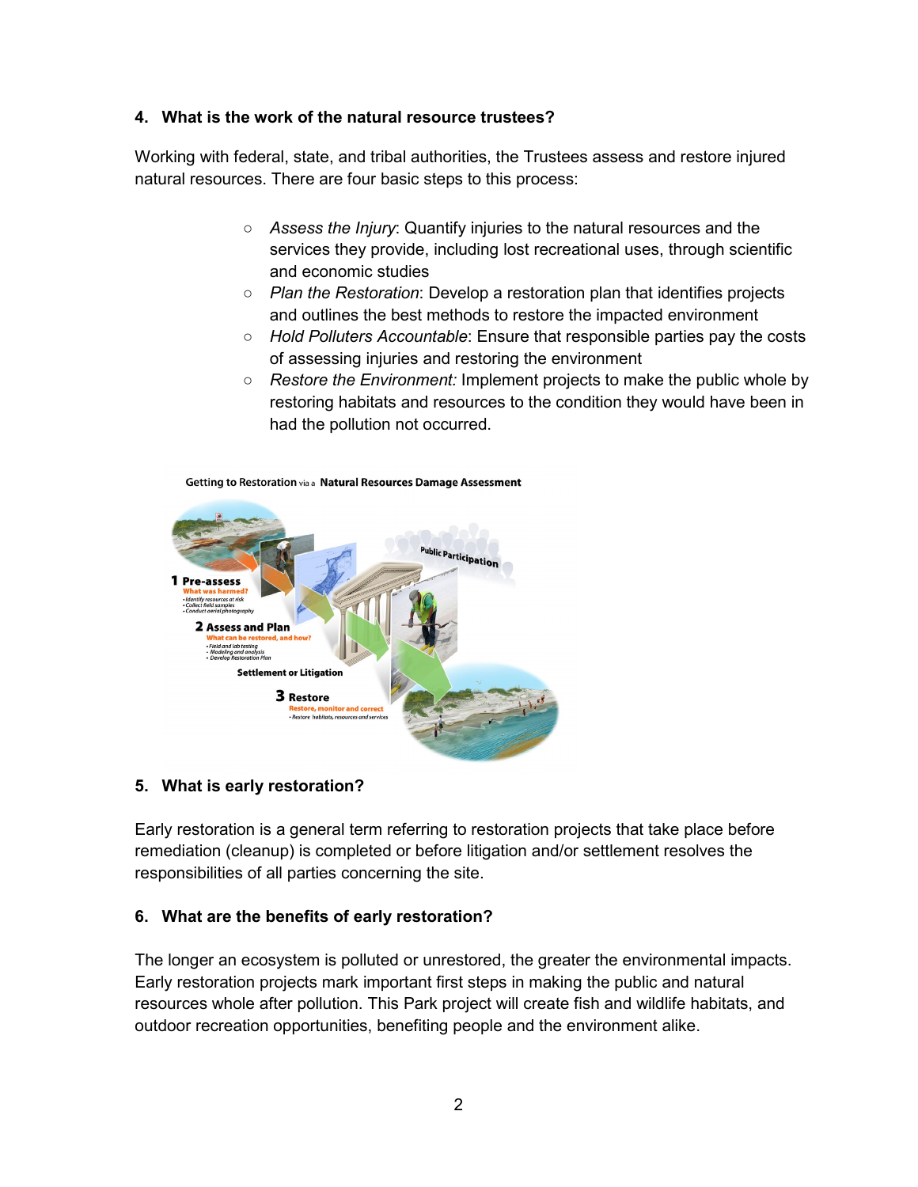## 4. What is the work of the natural resource trustees?

Working with federal, state, and tribal authorities, the Trustees assess and restore injured natural resources. There are four basic steps to this process:

- *Assess the Injury*: Quantify injuries to the natural resources and the services they provide, including lost recreational uses, through scientific and economic studies
- *Plan the Restoration*: Develop a restoration plan that identifies projects and outlines the best methods to restore the impacted environment
- *Hold Polluters Accountable*: Ensure that responsible parties pay the costs of assessing injuries and restoring the environment
- *Restore the Environment:* Implement projects to make the public whole by restoring habitats and resources to the condition they would have been in had the pollution not occurred.

Getting to Restoration via a **Natural Resources Damage Assessment**

**1 Pre-assess**
What was harmed?
- Identify resources at risk
- Collect field samples
- Conduct aerial photography

**2 Assess and Plan**
What can be restored, and how?
- Field and lab testing
- Modeling and analysis
- Develop Restoration Plan

Public Participation

**Settlement or Litigation**

**3 Restore**
Restore, monitor and correct
- Restore habitats, resources and services

## 5. What is early restoration?

Early restoration is a general term referring to restoration projects that take place before remediation (cleanup) is completed or before litigation and/or settlement resolves the responsibilities of all parties concerning the site.

## 6. What are the benefits of early restoration?

The longer an ecosystem is polluted or unrestored, the greater the environmental impacts. Early restoration projects mark important first steps in making the public and natural resources whole after pollution. This Park project will create fish and wildlife habitats, and outdoor recreation opportunities, benefiting people and the environment alike.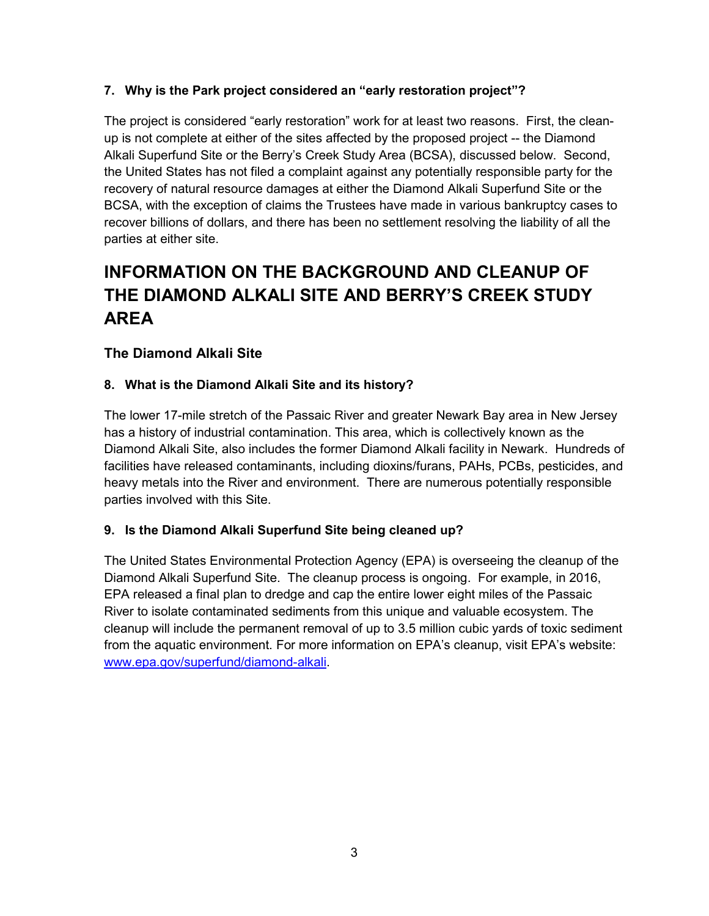### 7. Why is the Park project considered an "early restoration project"?

The project is considered "early restoration" work for at least two reasons. First, the clean-up is not complete at either of the sites affected by the proposed project -- the Diamond Alkali Superfund Site or the Berry's Creek Study Area (BCSA), discussed below. Second, the United States has not filed a complaint against any potentially responsible party for the recovery of natural resource damages at either the Diamond Alkali Superfund Site or the BCSA, with the exception of claims the Trustees have made in various bankruptcy cases to recover billions of dollars, and there has been no settlement resolving the liability of all the parties at either site.

# INFORMATION ON THE BACKGROUND AND CLEANUP OF THE DIAMOND ALKALI SITE AND BERRY'S CREEK STUDY AREA

## The Diamond Alkali Site

### 8. What is the Diamond Alkali Site and its history?

The lower 17-mile stretch of the Passaic River and greater Newark Bay area in New Jersey has a history of industrial contamination. This area, which is collectively known as the Diamond Alkali Site, also includes the former Diamond Alkali facility in Newark. Hundreds of facilities have released contaminants, including dioxins/furans, PAHs, PCBs, pesticides, and heavy metals into the River and environment. There are numerous potentially responsible parties involved with this Site.

### 9. Is the Diamond Alkali Superfund Site being cleaned up?

The United States Environmental Protection Agency (EPA) is overseeing the cleanup of the Diamond Alkali Superfund Site. The cleanup process is ongoing. For example, in 2016, EPA released a final plan to dredge and cap the entire lower eight miles of the Passaic River to isolate contaminated sediments from this unique and valuable ecosystem. The cleanup will include the permanent removal of up to 3.5 million cubic yards of toxic sediment from the aquatic environment. For more information on EPA's cleanup, visit EPA's website: [www.epa.gov/superfund/diamond-alkali](www.epa.gov/superfund/diamond-alkali).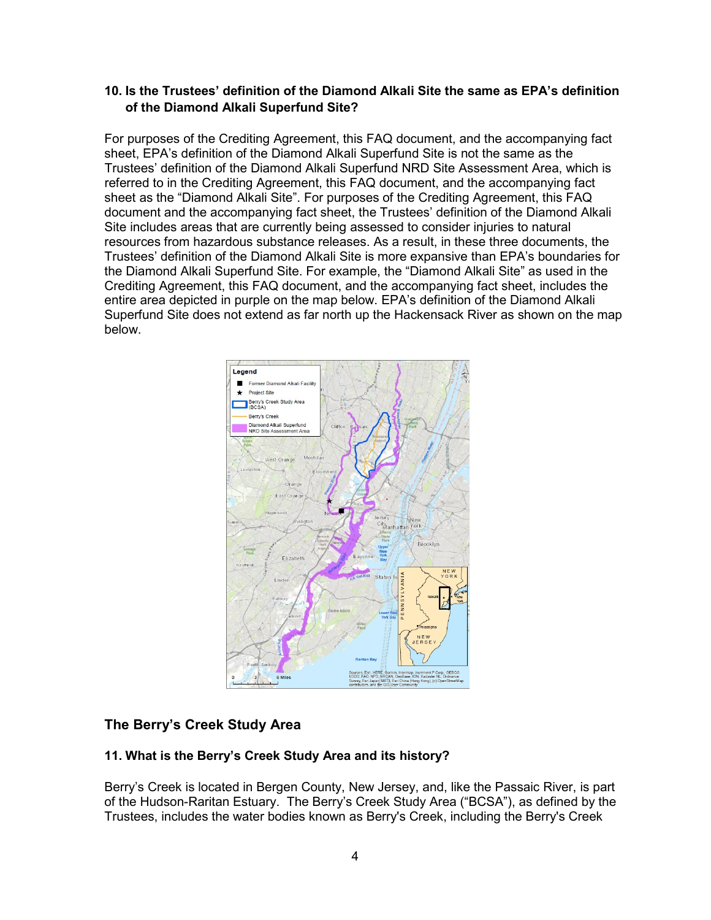**10. Is the Trustees' definition of the Diamond Alkali Site the same as EPA's definition of the Diamond Alkali Superfund Site?**

For purposes of the Crediting Agreement, this FAQ document, and the accompanying fact sheet, EPA's definition of the Diamond Alkali Superfund Site is not the same as the Trustees' definition of the Diamond Alkali Superfund NRD Site Assessment Area, which is referred to in the Crediting Agreement, this FAQ document, and the accompanying fact sheet as the "Diamond Alkali Site". For purposes of the Crediting Agreement, this FAQ document and the accompanying fact sheet, the Trustees' definition of the Diamond Alkali Site includes areas that are currently being assessed to consider injuries to natural resources from hazardous substance releases. As a result, in these three documents, the Trustees' definition of the Diamond Alkali Site is more expansive than EPA's boundaries for the Diamond Alkali Superfund Site. For example, the "Diamond Alkali Site" as used in the Crediting Agreement, this FAQ document, and the accompanying fact sheet, includes the entire area depicted in purple on the map below. EPA's definition of the Diamond Alkali Superfund Site does not extend as far north up the Hackensack River as shown on the map below.

## The Berry's Creek Study Area

**11. What is the Berry's Creek Study Area and its history?**

Berry's Creek is located in Bergen County, New Jersey, and, like the Passaic River, is part of the Hudson-Raritan Estuary. The Berry's Creek Study Area ("BCSA"), as defined by the Trustees, includes the water bodies known as Berry's Creek, including the Berry's Creek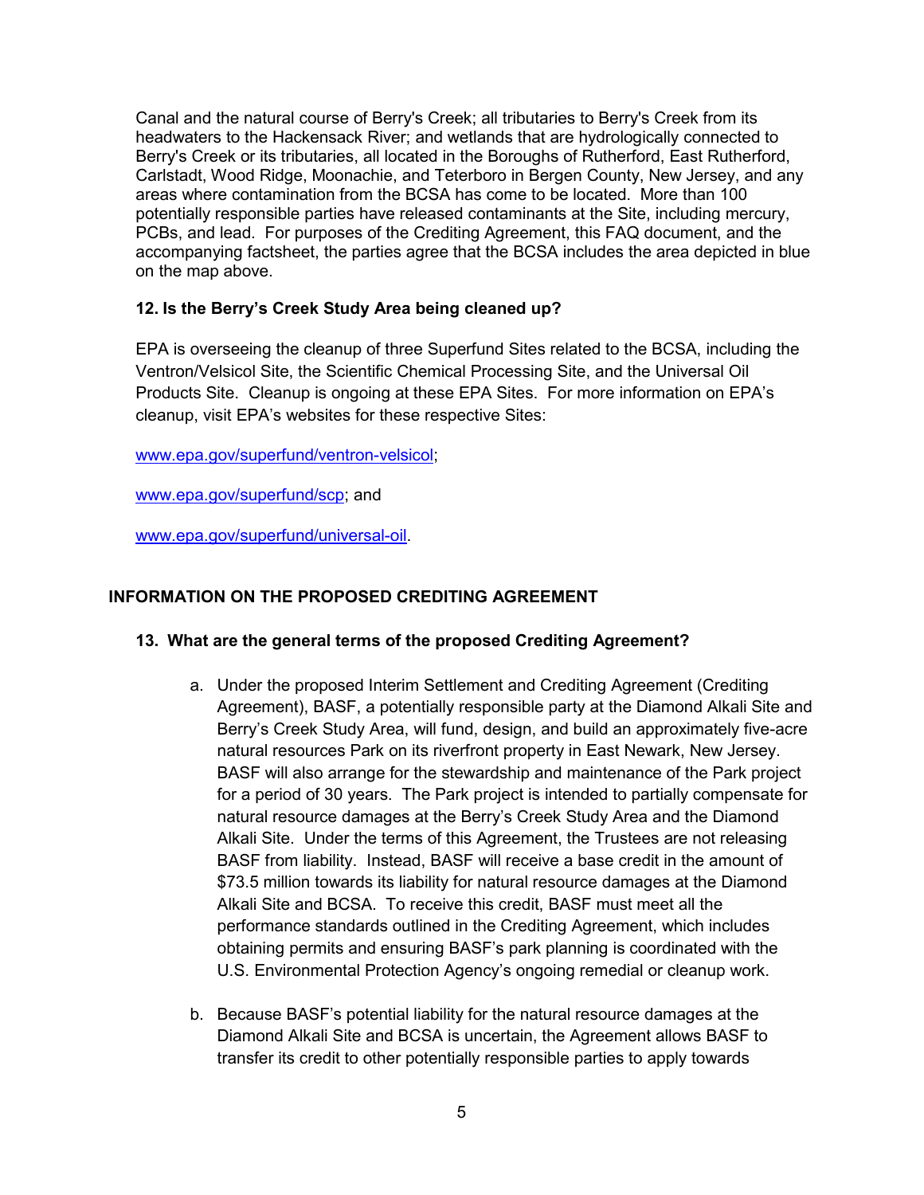Canal and the natural course of Berry's Creek; all tributaries to Berry's Creek from its headwaters to the Hackensack River; and wetlands that are hydrologically connected to Berry's Creek or its tributaries, all located in the Boroughs of Rutherford, East Rutherford, Carlstadt, Wood Ridge, Moonachie, and Teterboro in Bergen County, New Jersey, and any areas where contamination from the BCSA has come to be located. More than 100 potentially responsible parties have released contaminants at the Site, including mercury, PCBs, and lead. For purposes of the Crediting Agreement, this FAQ document, and the accompanying factsheet, the parties agree that the BCSA includes the area depicted in blue on the map above.

### 12. Is the Berry's Creek Study Area being cleaned up?

EPA is overseeing the cleanup of three Superfund Sites related to the BCSA, including the Ventron/Velsicol Site, the Scientific Chemical Processing Site, and the Universal Oil Products Site. Cleanup is ongoing at these EPA Sites. For more information on EPA's cleanup, visit EPA's websites for these respective Sites:

www.epa.gov/superfund/ventron-velsicol;

www.epa.gov/superfund/scp; and

www.epa.gov/superfund/universal-oil.

## INFORMATION ON THE PROPOSED CREDITING AGREEMENT

### 13. What are the general terms of the proposed Crediting Agreement?

a. Under the proposed Interim Settlement and Crediting Agreement (Crediting Agreement), BASF, a potentially responsible party at the Diamond Alkali Site and Berry's Creek Study Area, will fund, design, and build an approximately five-acre natural resources Park on its riverfront property in East Newark, New Jersey. BASF will also arrange for the stewardship and maintenance of the Park project for a period of 30 years. The Park project is intended to partially compensate for natural resource damages at the Berry's Creek Study Area and the Diamond Alkali Site. Under the terms of this Agreement, the Trustees are not releasing BASF from liability. Instead, BASF will receive a base credit in the amount of $73.5 million towards its liability for natural resource damages at the Diamond Alkali Site and BCSA. To receive this credit, BASF must meet all the performance standards outlined in the Crediting Agreement, which includes obtaining permits and ensuring BASF's park planning is coordinated with the U.S. Environmental Protection Agency's ongoing remedial or cleanup work.

b. Because BASF's potential liability for the natural resource damages at the Diamond Alkali Site and BCSA is uncertain, the Agreement allows BASF to transfer its credit to other potentially responsible parties to apply towards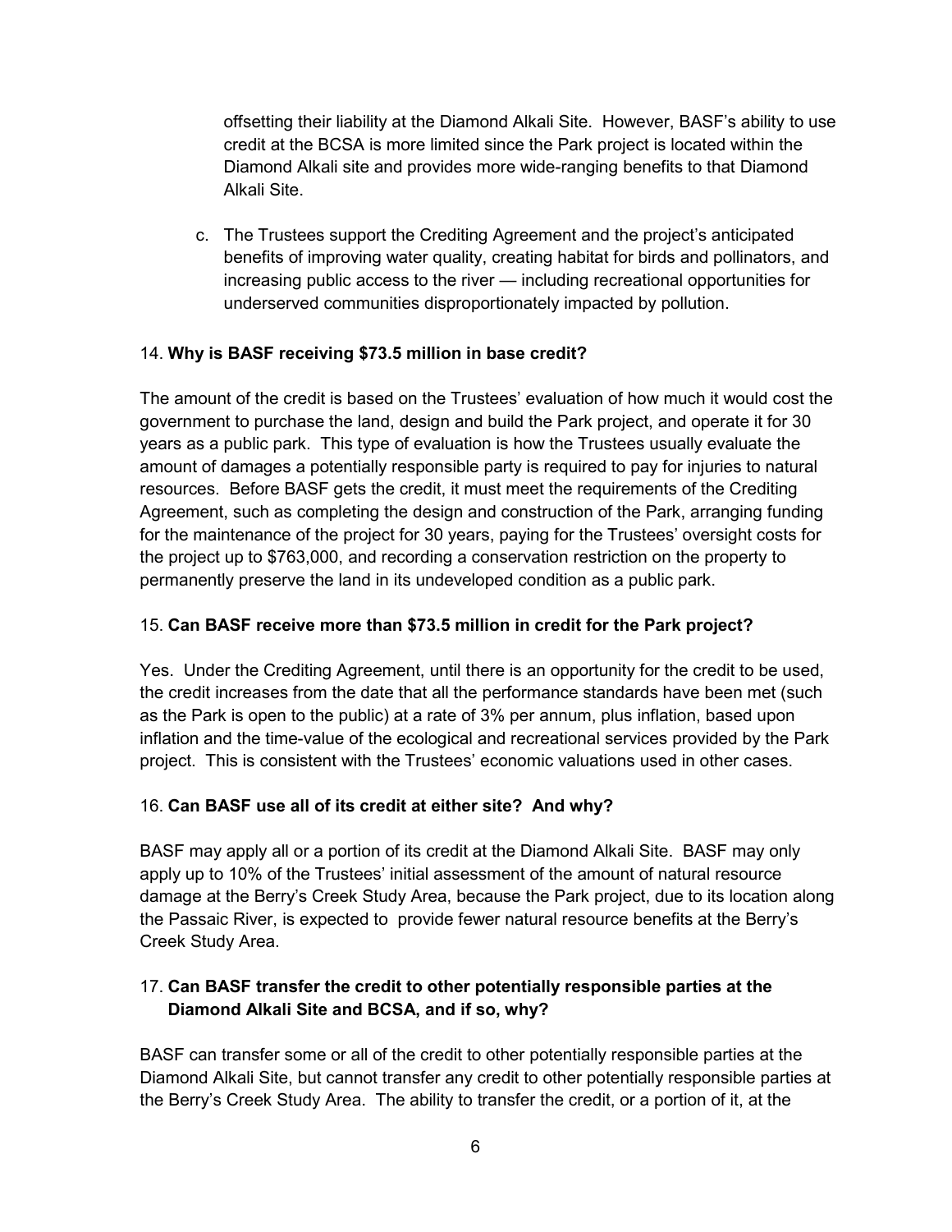offsetting their liability at the Diamond Alkali Site. However, BASF's ability to use credit at the BCSA is more limited since the Park project is located within the Diamond Alkali site and provides more wide-ranging benefits to that Diamond Alkali Site.

c. The Trustees support the Crediting Agreement and the project's anticipated benefits of improving water quality, creating habitat for birds and pollinators, and increasing public access to the river — including recreational opportunities for underserved communities disproportionately impacted by pollution.

14. **Why is BASF receiving $73.5 million in base credit?**

The amount of the credit is based on the Trustees' evaluation of how much it would cost the government to purchase the land, design and build the Park project, and operate it for 30 years as a public park. This type of evaluation is how the Trustees usually evaluate the amount of damages a potentially responsible party is required to pay for injuries to natural resources. Before BASF gets the credit, it must meet the requirements of the Crediting Agreement, such as completing the design and construction of the Park, arranging funding for the maintenance of the project for 30 years, paying for the Trustees' oversight costs for the project up to $763,000, and recording a conservation restriction on the property to permanently preserve the land in its undeveloped condition as a public park.

15. **Can BASF receive more than $73.5 million in credit for the Park project?**

Yes. Under the Crediting Agreement, until there is an opportunity for the credit to be used, the credit increases from the date that all the performance standards have been met (such as the Park is open to the public) at a rate of 3% per annum, plus inflation, based upon inflation and the time-value of the ecological and recreational services provided by the Park project. This is consistent with the Trustees' economic valuations used in other cases.

16. **Can BASF use all of its credit at either site? And why?**

BASF may apply all or a portion of its credit at the Diamond Alkali Site. BASF may only apply up to 10% of the Trustees' initial assessment of the amount of natural resource damage at the Berry's Creek Study Area, because the Park project, due to its location along the Passaic River, is expected to provide fewer natural resource benefits at the Berry's Creek Study Area.

17. **Can BASF transfer the credit to other potentially responsible parties at the Diamond Alkali Site and BCSA, and if so, why?**

BASF can transfer some or all of the credit to other potentially responsible parties at the Diamond Alkali Site, but cannot transfer any credit to other potentially responsible parties at the Berry's Creek Study Area. The ability to transfer the credit, or a portion of it, at the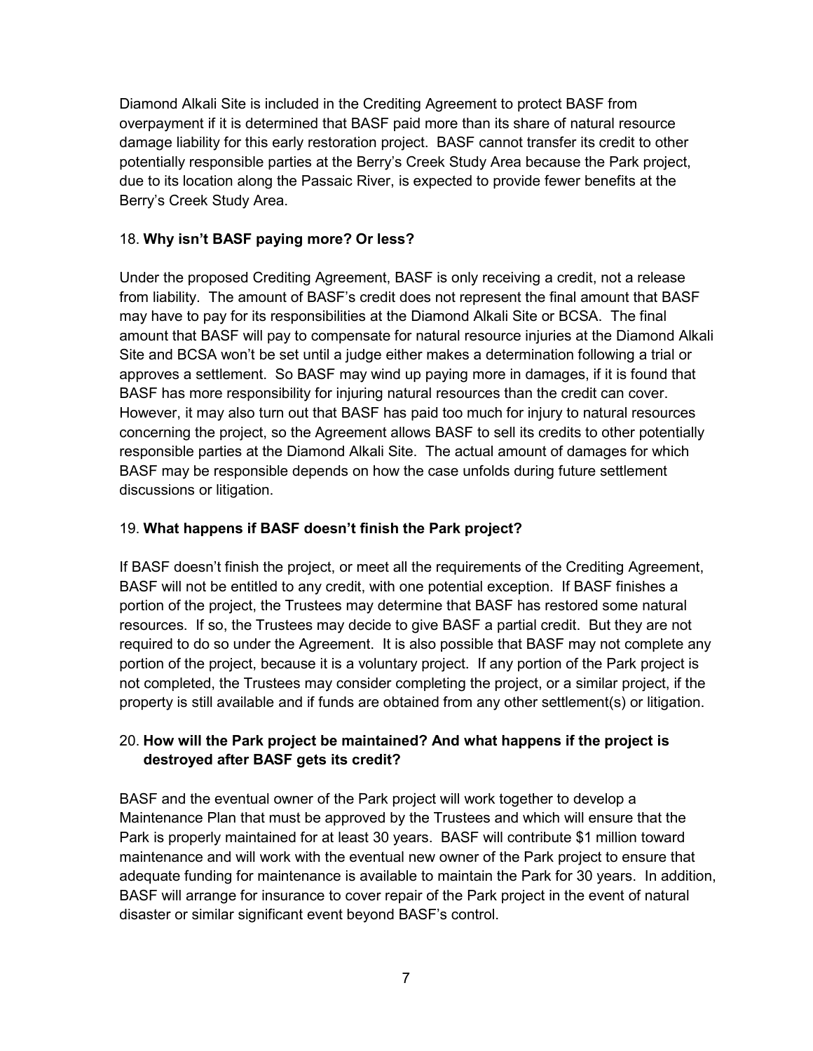Diamond Alkali Site is included in the Crediting Agreement to protect BASF from overpayment if it is determined that BASF paid more than its share of natural resource damage liability for this early restoration project. BASF cannot transfer its credit to other potentially responsible parties at the Berry's Creek Study Area because the Park project, due to its location along the Passaic River, is expected to provide fewer benefits at the Berry's Creek Study Area.

18. **Why isn't BASF paying more? Or less?**

Under the proposed Crediting Agreement, BASF is only receiving a credit, not a release from liability. The amount of BASF's credit does not represent the final amount that BASF may have to pay for its responsibilities at the Diamond Alkali Site or BCSA. The final amount that BASF will pay to compensate for natural resource injuries at the Diamond Alkali Site and BCSA won't be set until a judge either makes a determination following a trial or approves a settlement. So BASF may wind up paying more in damages, if it is found that BASF has more responsibility for injuring natural resources than the credit can cover. However, it may also turn out that BASF has paid too much for injury to natural resources concerning the project, so the Agreement allows BASF to sell its credits to other potentially responsible parties at the Diamond Alkali Site. The actual amount of damages for which BASF may be responsible depends on how the case unfolds during future settlement discussions or litigation.

19. **What happens if BASF doesn't finish the Park project?**

If BASF doesn't finish the project, or meet all the requirements of the Crediting Agreement, BASF will not be entitled to any credit, with one potential exception. If BASF finishes a portion of the project, the Trustees may determine that BASF has restored some natural resources. If so, the Trustees may decide to give BASF a partial credit. But they are not required to do so under the Agreement. It is also possible that BASF may not complete any portion of the project, because it is a voluntary project. If any portion of the Park project is not completed, the Trustees may consider completing the project, or a similar project, if the property is still available and if funds are obtained from any other settlement(s) or litigation.

20. **How will the Park project be maintained? And what happens if the project is destroyed after BASF gets its credit?**

BASF and the eventual owner of the Park project will work together to develop a Maintenance Plan that must be approved by the Trustees and which will ensure that the Park is properly maintained for at least 30 years. BASF will contribute $1 million toward maintenance and will work with the eventual new owner of the Park project to ensure that adequate funding for maintenance is available to maintain the Park for 30 years. In addition, BASF will arrange for insurance to cover repair of the Park project in the event of natural disaster or similar significant event beyond BASF's control.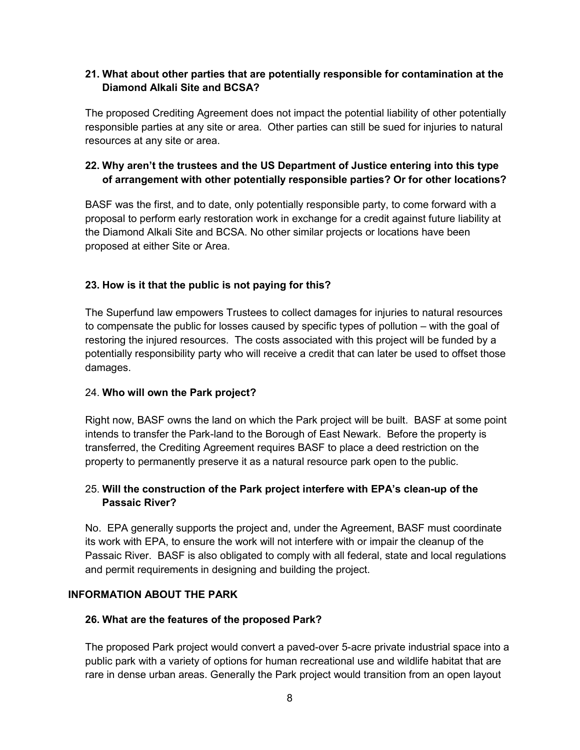**21. What about other parties that are potentially responsible for contamination at the Diamond Alkali Site and BCSA?**

The proposed Crediting Agreement does not impact the potential liability of other potentially responsible parties at any site or area. Other parties can still be sued for injuries to natural resources at any site or area.

**22. Why aren't the trustees and the US Department of Justice entering into this type of arrangement with other potentially responsible parties? Or for other locations?**

BASF was the first, and to date, only potentially responsible party, to come forward with a proposal to perform early restoration work in exchange for a credit against future liability at the Diamond Alkali Site and BCSA. No other similar projects or locations have been proposed at either Site or Area.

**23. How is it that the public is not paying for this?**

The Superfund law empowers Trustees to collect damages for injuries to natural resources to compensate the public for losses caused by specific types of pollution – with the goal of restoring the injured resources. The costs associated with this project will be funded by a potentially responsibility party who will receive a credit that can later be used to offset those damages.

24. **Who will own the Park project?**

Right now, BASF owns the land on which the Park project will be built. BASF at some point intends to transfer the Park-land to the Borough of East Newark. Before the property is transferred, the Crediting Agreement requires BASF to place a deed restriction on the property to permanently preserve it as a natural resource park open to the public.

25. **Will the construction of the Park project interfere with EPA's clean-up of the Passaic River?**

No. EPA generally supports the project and, under the Agreement, BASF must coordinate its work with EPA, to ensure the work will not interfere with or impair the cleanup of the Passaic River. BASF is also obligated to comply with all federal, state and local regulations and permit requirements in designing and building the project.

## INFORMATION ABOUT THE PARK

**26. What are the features of the proposed Park?**

The proposed Park project would convert a paved-over 5-acre private industrial space into a public park with a variety of options for human recreational use and wildlife habitat that are rare in dense urban areas. Generally the Park project would transition from an open layout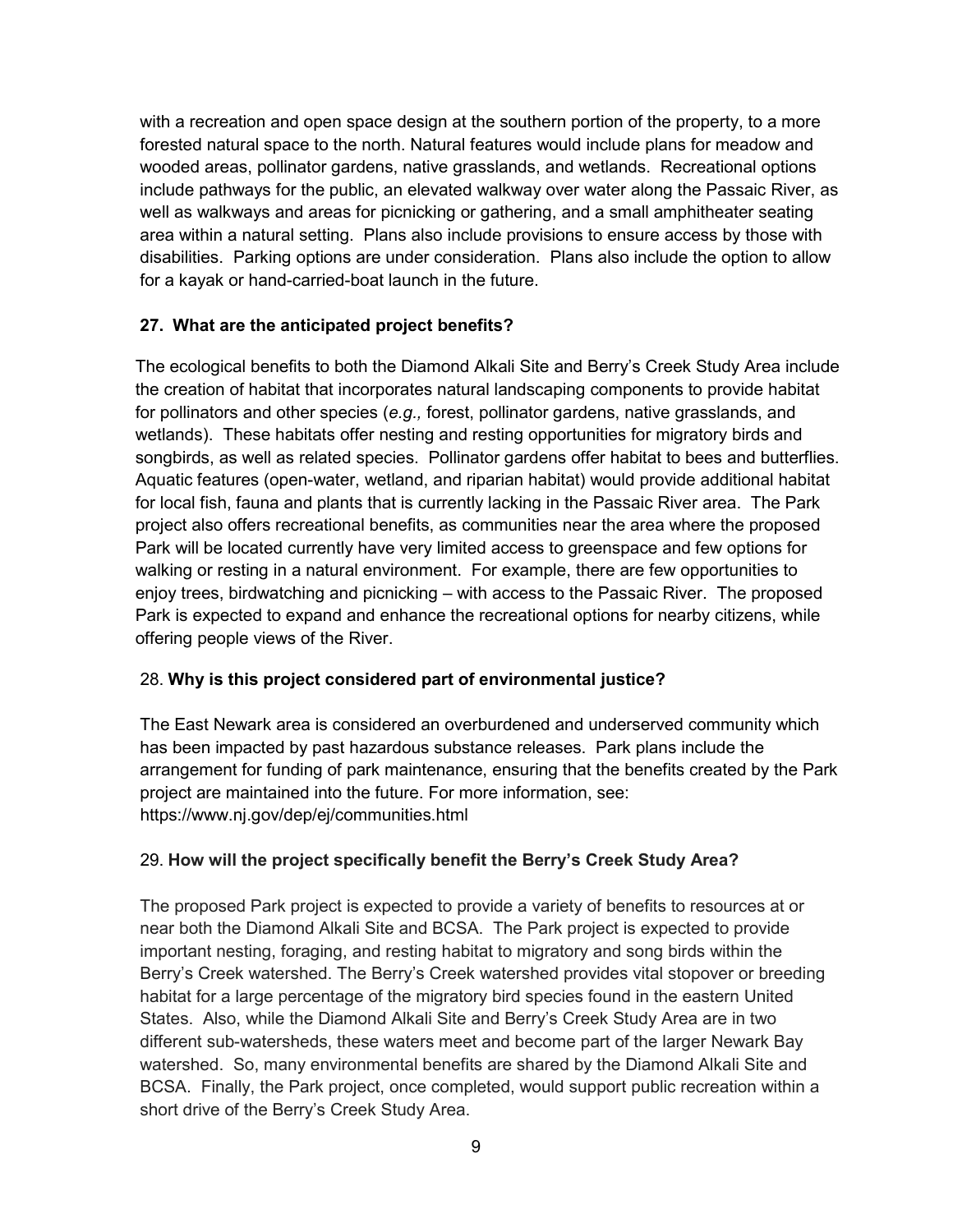with a recreation and open space design at the southern portion of the property, to a more forested natural space to the north. Natural features would include plans for meadow and wooded areas, pollinator gardens, native grasslands, and wetlands. Recreational options include pathways for the public, an elevated walkway over water along the Passaic River, as well as walkways and areas for picnicking or gathering, and a small amphitheater seating area within a natural setting. Plans also include provisions to ensure access by those with disabilities. Parking options are under consideration. Plans also include the option to allow for a kayak or hand-carried-boat launch in the future.

**27. What are the anticipated project benefits?**

The ecological benefits to both the Diamond Alkali Site and Berry's Creek Study Area include the creation of habitat that incorporates natural landscaping components to provide habitat for pollinators and other species (*e.g.,* forest, pollinator gardens, native grasslands, and wetlands). These habitats offer nesting and resting opportunities for migratory birds and songbirds, as well as related species. Pollinator gardens offer habitat to bees and butterflies. Aquatic features (open-water, wetland, and riparian habitat) would provide additional habitat for local fish, fauna and plants that is currently lacking in the Passaic River area. The Park project also offers recreational benefits, as communities near the area where the proposed Park will be located currently have very limited access to greenspace and few options for walking or resting in a natural environment. For example, there are few opportunities to enjoy trees, birdwatching and picnicking – with access to the Passaic River. The proposed Park is expected to expand and enhance the recreational options for nearby citizens, while offering people views of the River.

28. **Why is this project considered part of environmental justice?**

The East Newark area is considered an overburdened and underserved community which has been impacted by past hazardous substance releases. Park plans include the arrangement for funding of park maintenance, ensuring that the benefits created by the Park project are maintained into the future. For more information, see: https://www.nj.gov/dep/ej/communities.html

29. **How will the project specifically benefit the Berry's Creek Study Area?**

The proposed Park project is expected to provide a variety of benefits to resources at or near both the Diamond Alkali Site and BCSA. The Park project is expected to provide important nesting, foraging, and resting habitat to migratory and song birds within the Berry's Creek watershed. The Berry's Creek watershed provides vital stopover or breeding habitat for a large percentage of the migratory bird species found in the eastern United States. Also, while the Diamond Alkali Site and Berry's Creek Study Area are in two different sub-watersheds, these waters meet and become part of the larger Newark Bay watershed. So, many environmental benefits are shared by the Diamond Alkali Site and BCSA. Finally, the Park project, once completed, would support public recreation within a short drive of the Berry's Creek Study Area.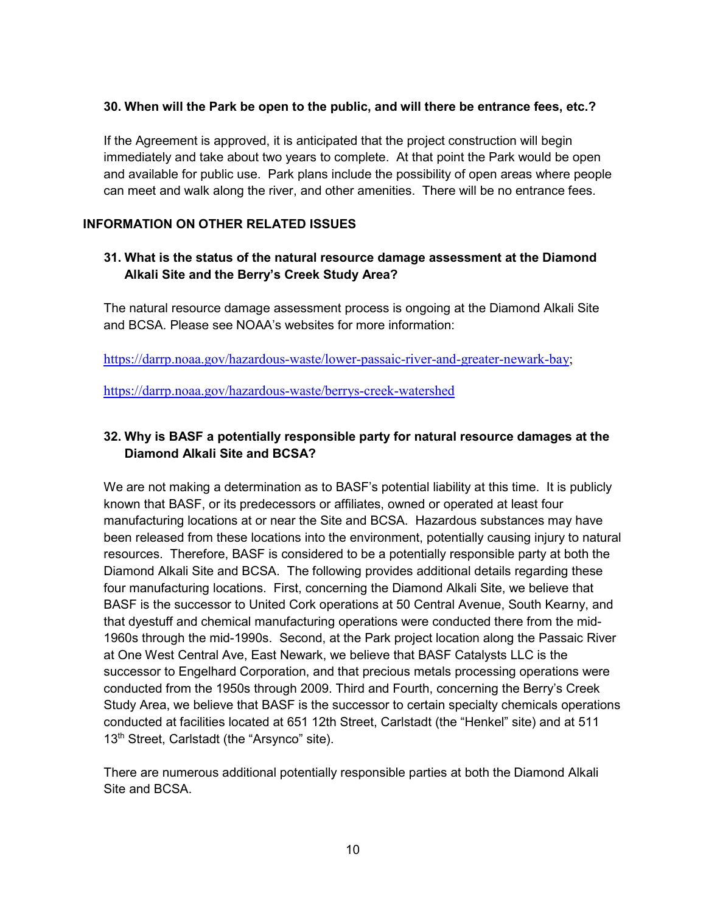### 30. When will the Park be open to the public, and will there be entrance fees, etc.?

If the Agreement is approved, it is anticipated that the project construction will begin immediately and take about two years to complete. At that point the Park would be open and available for public use. Park plans include the possibility of open areas where people can meet and walk along the river, and other amenities. There will be no entrance fees.

## INFORMATION ON OTHER RELATED ISSUES

### 31. What is the status of the natural resource damage assessment at the Diamond Alkali Site and the Berry's Creek Study Area?

The natural resource damage assessment process is ongoing at the Diamond Alkali Site and BCSA. Please see NOAA's websites for more information:

https://darrp.noaa.gov/hazardous-waste/lower-passaic-river-and-greater-newark-bay;

https://darrp.noaa.gov/hazardous-waste/berrys-creek-watershed

### 32. Why is BASF a potentially responsible party for natural resource damages at the Diamond Alkali Site and BCSA?

We are not making a determination as to BASF's potential liability at this time. It is publicly known that BASF, or its predecessors or affiliates, owned or operated at least four manufacturing locations at or near the Site and BCSA. Hazardous substances may have been released from these locations into the environment, potentially causing injury to natural resources. Therefore, BASF is considered to be a potentially responsible party at both the Diamond Alkali Site and BCSA. The following provides additional details regarding these four manufacturing locations. First, concerning the Diamond Alkali Site, we believe that BASF is the successor to United Cork operations at 50 Central Avenue, South Kearny, and that dyestuff and chemical manufacturing operations were conducted there from the mid-1960s through the mid-1990s. Second, at the Park project location along the Passaic River at One West Central Ave, East Newark, we believe that BASF Catalysts LLC is the successor to Engelhard Corporation, and that precious metals processing operations were conducted from the 1950s through 2009. Third and Fourth, concerning the Berry's Creek Study Area, we believe that BASF is the successor to certain specialty chemicals operations conducted at facilities located at 651 12th Street, Carlstadt (the "Henkel" site) and at 511 13th Street, Carlstadt (the "Arsynco" site).

There are numerous additional potentially responsible parties at both the Diamond Alkali Site and BCSA.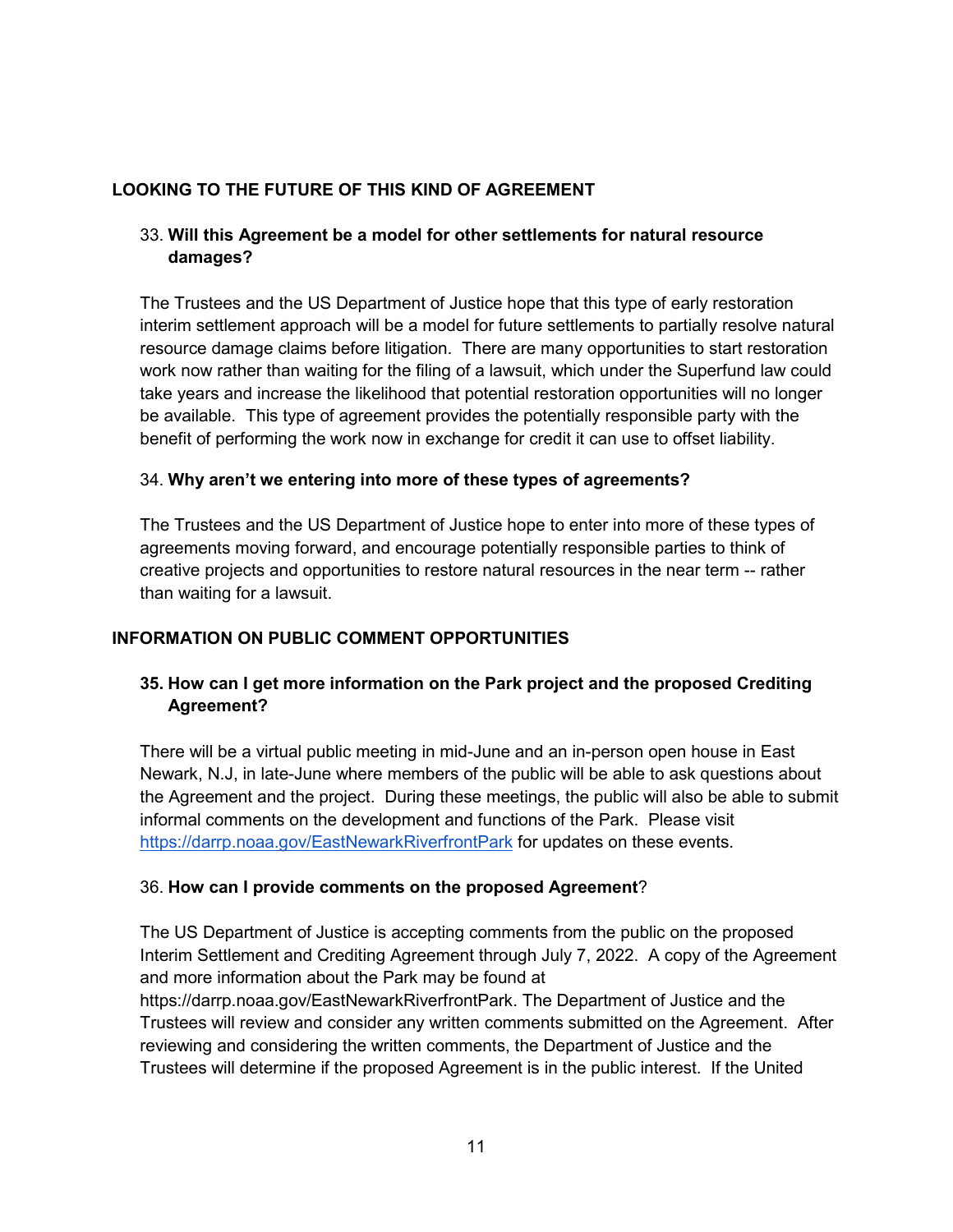## LOOKING TO THE FUTURE OF THIS KIND OF AGREEMENT

33. **Will this Agreement be a model for other settlements for natural resource damages?**

The Trustees and the US Department of Justice hope that this type of early restoration interim settlement approach will be a model for future settlements to partially resolve natural resource damage claims before litigation. There are many opportunities to start restoration work now rather than waiting for the filing of a lawsuit, which under the Superfund law could take years and increase the likelihood that potential restoration opportunities will no longer be available. This type of agreement provides the potentially responsible party with the benefit of performing the work now in exchange for credit it can use to offset liability.

34. **Why aren't we entering into more of these types of agreements?**

The Trustees and the US Department of Justice hope to enter into more of these types of agreements moving forward, and encourage potentially responsible parties to think of creative projects and opportunities to restore natural resources in the near term -- rather than waiting for a lawsuit.

## INFORMATION ON PUBLIC COMMENT OPPORTUNITIES

**35. How can I get more information on the Park project and the proposed Crediting Agreement?**

There will be a virtual public meeting in mid-June and an in-person open house in East Newark, N.J, in late-June where members of the public will be able to ask questions about the Agreement and the project. During these meetings, the public will also be able to submit informal comments on the development and functions of the Park. Please visit https://darrp.noaa.gov/EastNewarkRiverfrontPark for updates on these events.

36. **How can I provide comments on the proposed Agreement**?

The US Department of Justice is accepting comments from the public on the proposed Interim Settlement and Crediting Agreement through July 7, 2022. A copy of the Agreement and more information about the Park may be found at https://darrp.noaa.gov/EastNewarkRiverfrontPark. The Department of Justice and the Trustees will review and consider any written comments submitted on the Agreement. After reviewing and considering the written comments, the Department of Justice and the Trustees will determine if the proposed Agreement is in the public interest. If the United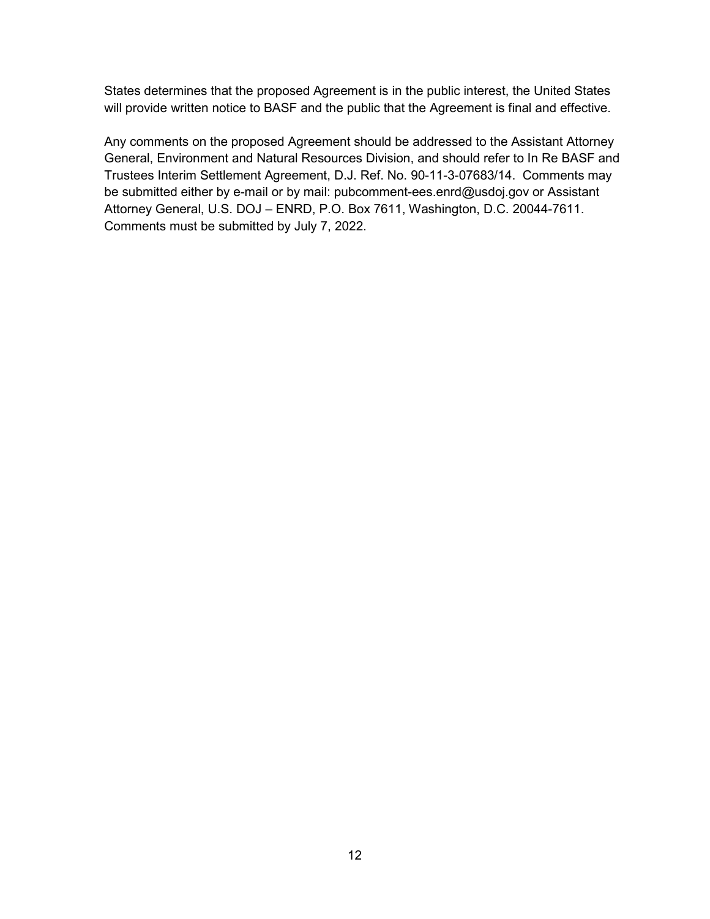States determines that the proposed Agreement is in the public interest, the United States will provide written notice to BASF and the public that the Agreement is final and effective.

Any comments on the proposed Agreement should be addressed to the Assistant Attorney General, Environment and Natural Resources Division, and should refer to In Re BASF and Trustees Interim Settlement Agreement, D.J. Ref. No. 90-11-3-07683/14. Comments may be submitted either by e-mail or by mail: pubcomment-ees.enrd@usdoj.gov or Assistant Attorney General, U.S. DOJ – ENRD, P.O. Box 7611, Washington, D.C. 20044-7611. Comments must be submitted by July 7, 2022.